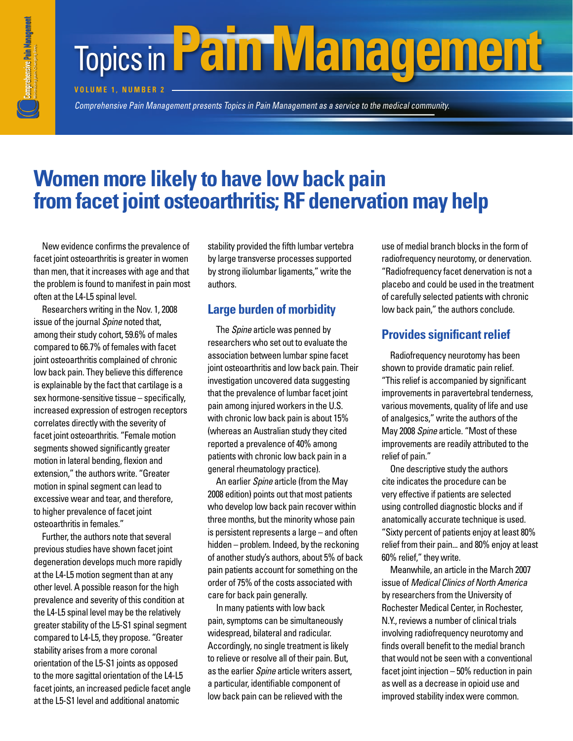# Topics in Pain Management

**VOLUME 1, NUMBER 2**

*Comprehensive Pain Management presents Topics in Pain Management as a service to the medical community.*

## Women more likely to have low back pain from facet joint osteoarthritis; RF denervation may help

New evidence confirms the prevalence of facet joint osteoarthritis is greater in women than men, that it increases with age and that the problem is found to manifest in pain most often at the L4-L5 spinal level.

Researchers writing in the Nov. 1, 2008 issue of the journal *Spine* noted that, among their study cohort, 59.6% of males compared to 66.7% of females with facet joint osteoarthritis complained of chronic low back pain. They believe this difference is explainable by the fact that cartilage is a sex hormone-sensitive tissue – specifically, increased expression of estrogen receptors correlates directly with the severity of facet joint osteoarthritis. "Female motion segments showed significantly greater motion in lateral bending, flexion and extension," the authors write. "Greater motion in spinal segment can lead to excessive wear and tear, and therefore, to higher prevalence of facet joint osteoarthritis in females."

Further, the authors note that several previous studies have shown facet joint degeneration develops much more rapidly at the L4-L5 motion segment than at any other level. A possible reason for the high prevalence and severity of this condition at the L4-L5 spinal level may be the relatively greater stability of the L5-S1 spinal segment compared to L4-L5, they propose. "Greater stability arises from a more coronal orientation of the L5-S1 joints as opposed to the more sagittal orientation of the L4-L5 facet joints, an increased pedicle facet angle at the L5-S1 level and additional anatomic stability provided the fifth lumbar vertebra by large transverse processes supported by strong iliolumbar ligaments," write the authors.

### Large burden of morbidity

The *Spine* article was penned by researchers who set out to evaluate the association between lumbar spine facet joint osteoarthritis and low back pain. Their investigation uncovered data suggesting that the prevalence of lumbar facet joint pain among injured workers in the U.S. with chronic low back pain is about 15% (whereas an Australian study they cited reported a prevalence of 40% among patients with chronic low back pain in a general rheumatology practice).

An earlier *Spine* article (from the May 2008 edition) points out that most patients who develop low back pain recover within three months, but the minority whose pain is persistent represents a large – and often hidden – problem. Indeed, by the reckoning of another study's authors, about 5% of back pain patients account for something on the order of 75% of the costs associated with care for back pain generally.

In many patients with low back pain, symptoms can be simultaneously widespread, bilateral and radicular. Accordingly, no single treatment is likely to relieve or resolve all of their pain. But, as the earlier *Spine* article writers assert, a particular, identifiable component of low back pain can be relieved with the use of medial branch blocks in the form of radiofrequency neurotomy, or denervation. "Radiofrequency facet denervation is not a placebo and could be used in the treatment of carefully selected patients with chronic low back pain," the authors conclude.

### Provides significant relief

Radiofrequency neurotomy has been shown to provide dramatic pain relief. "This relief is accompanied by significant improvements in paravertebral tenderness, various movements, quality of life and use of analgesics," write the authors of the May 2008 *Spine* article. "Most of these improvements are readily attributed to the relief of pain."

One descriptive study the authors cite indicates the procedure can be very effective if patients are selected using controlled diagnostic blocks and if anatomically accurate technique is used. "Sixty percent of patients enjoy at least 80% relief from their pain... and 80% enjoy at least 60% relief," they write.

Meanwhile, an article in the March 2007 issue of *Medical Clinics of North America* by researchers from the University of Rochester Medical Center, in Rochester, N.Y., reviews a number of clinical trials involving radiofrequency neurotomy and finds overall benefit to the medial branch that would not be seen with a conventional facet joint injection – 50% reduction in pain as well as a decrease in opioid use and improved stability index were common.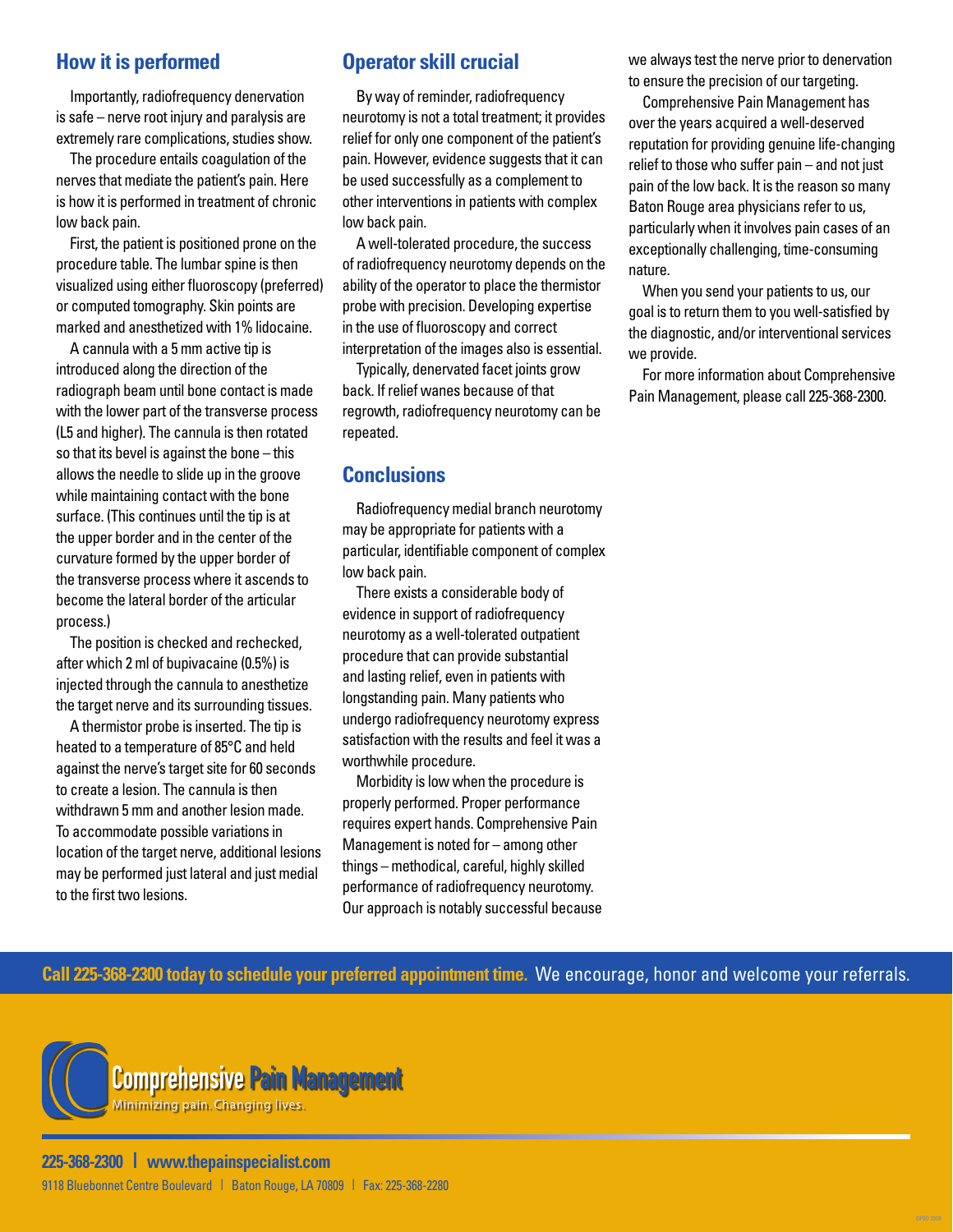## How it is performed

Importantly, radiofrequency denervation is safe – nerve root injury and paralysis are extremely rare complications, studies show.

The procedure entails coagulation of the nerves that mediate the patient's pain. Here is how it is performed in treatment of chronic low back pain.

First, the patient is positioned prone on the procedure table. The lumbar spine is then visualized using either fluoroscopy (preferred) or computed tomography. Skin points are marked and anesthetized with 1% lidocaine.

A cannula with a 5 mm active tip is introduced along the direction of the radiograph beam until bone contact is made with the lower part of the transverse process (L5 and higher). The cannula is then rotated so that its bevel is against the bone – this allows the needle to slide up in the groove while maintaining contact with the bone surface. (This continues until the tip is at the upper border and in the center of the curvature formed by the upper border of the transverse process where it ascends to become the lateral border of the articular process.)

The position is checked and rechecked, after which 2 ml of bupivacaine (0.5%) is injected through the cannula to anesthetize the target nerve and its surrounding tissues.

A thermistor probe is inserted. The tip is heated to a temperature of 85°C and held against the nerve's target site for 60 seconds to create a lesion. The cannula is then withdrawn 5 mm and another lesion made. To accommodate possible variations in location of the target nerve, additional lesions may be performed just lateral and just medial to the first two lesions.

## Operator skill crucial

By way of reminder, radiofrequency neurotomy is not a total treatment; it provides relief for only one component of the patient's pain. However, evidence suggests that it can be used successfully as a complement to other interventions in patients with complex low back pain.

A well-tolerated procedure, the success of radiofrequency neurotomy depends on the ability of the operator to place the thermistor probe with precision. Developing expertise in the use of fluoroscopy and correct interpretation of the images also is essential.

Typically, denervated facet joints grow back. If relief wanes because of that regrowth, radiofrequency neurotomy can be repeated.

## Conclusions

Radiofrequency medial branch neurotomy may be appropriate for patients with a particular, identifiable component of complex low back pain.

There exists a considerable body of evidence in support of radiofrequency neurotomy as a well-tolerated outpatient procedure that can provide substantial and lasting relief, even in patients with longstanding pain. Many patients who undergo radiofrequency neurotomy express satisfaction with the results and feel it was a worthwhile procedure.

Morbidity is low when the procedure is properly performed. Proper performance requires expert hands. Comprehensive Pain Management is noted for – among other things – methodical, careful, highly skilled performance of radiofrequency neurotomy. Our approach is notably successful because we always test the nerve prior to denervation to ensure the precision of our targeting.

Comprehensive Pain Management has over the years acquired a well-deserved reputation for providing genuine life-changing relief to those who suffer pain – and not just pain of the low back. It is the reason so many Baton Rouge area physicians refer to us, particularly when it involves pain cases of an exceptionally challenging, time-consuming nature.

When you send your patients to us, our goal is to return them to you well-satisfied by the diagnostic, and/or interventional services we provide.

For more information about Comprehensive Pain Management, please call 225-368-2300.

**Call 225-368-2300 today to schedule your preferred appointment time.** We encourage, honor and welcome your referrals.

**Comprehensive Pain Management**
Minimizing pain. Changing lives.

**225-368-2300 | www.thepainspecialist.com**
9118 Bluebonnet Centre Boulevard | Baton Rouge, LA 70809 | Fax: 225-368-2280